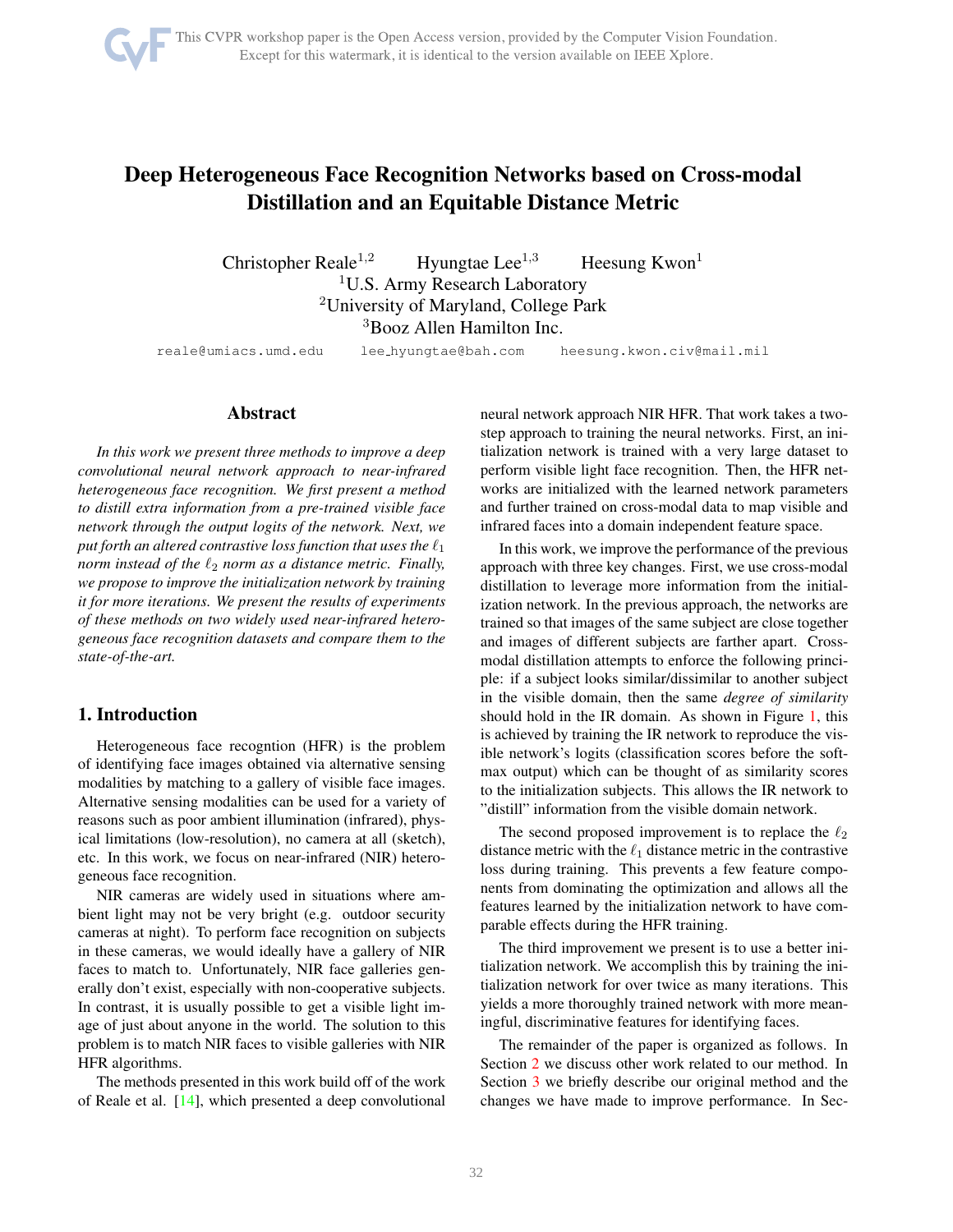# Deep Heterogeneous Face Recognition Networks based on Cross-modal Distillation and an Equitable Distance Metric

Christopher Reale[1,2] Hyungtae Lee[1,3] Heesung Kwon[1]

[1]U.S. Army Research Laboratory
[2]University of Maryland, College Park
[3]Booz Allen Hamilton Inc.

reale@umiacs.umd.edu lee_hyungtae@bah.com heesung.kwon.civ@mail.mil

## Abstract

*In this work we present three methods to improve a deep convolutional neural network approach to near-infrared heterogeneous face recognition. We first present a method to distill extra information from a pre-trained visible face network through the output logits of the network. Next, we put forth an altered contrastive loss function that uses the $\ell_1$ norm instead of the $\ell_2$ norm as a distance metric. Finally, we propose to improve the initialization network by training it for more iterations. We present the results of experiments of these methods on two widely used near-infrared heterogeneous face recognition datasets and compare them to the state-of-the-art.*

## 1. Introduction

Heterogeneous face recogntion (HFR) is the problem of identifying face images obtained via alternative sensing modalities by matching to a gallery of visible face images. Alternative sensing modalities can be used for a variety of reasons such as poor ambient illumination (infrared), physical limitations (low-resolution), no camera at all (sketch), etc. In this work, we focus on near-infrared (NIR) heterogeneous face recognition.

NIR cameras are widely used in situations where ambient light may not be very bright (e.g. outdoor security cameras at night). To perform face recognition on subjects in these cameras, we would ideally have a gallery of NIR faces to match to. Unfortunately, NIR face galleries generally don't exist, especially with non-cooperative subjects. In contrast, it is usually possible to get a visible light image of just about anyone in the world. The solution to this problem is to match NIR faces to visible galleries with NIR HFR algorithms.

The methods presented in this work build off of the work of Reale et al. [14], which presented a deep convolutional neural network approach NIR HFR. That work takes a two-step approach to training the neural networks. First, an initialization network is trained with a very large dataset to perform visible light face recognition. Then, the HFR networks are initialized with the learned network parameters and further trained on cross-modal data to map visible and infrared faces into a domain independent feature space.

In this work, we improve the performance of the previous approach with three key changes. First, we use cross-modal distillation to leverage more information from the initialization network. In the previous approach, the networks are trained so that images of the same subject are close together and images of different subjects are farther apart. Cross-modal distillation attempts to enforce the following principle: if a subject looks similar/dissimilar to another subject in the visible domain, then the same *degree of similarity* should hold in the IR domain. As shown in Figure 1, this is achieved by training the IR network to reproduce the visible network's logits (classification scores before the softmax output) which can be thought of as similarity scores to the initialization subjects. This allows the IR network to "distill" information from the visible domain network.

The second proposed improvement is to replace the $\ell_2$ distance metric with the $\ell_1$ distance metric in the contrastive loss during training. This prevents a few feature components from dominating the optimization and allows all the features learned by the initialization network to have comparable effects during the HFR training.

The third improvement we present is to use a better initialization network. We accomplish this by training the initialization network for over twice as many iterations. This yields a more thoroughly trained network with more meaningful, discriminative features for identifying faces.

The remainder of the paper is organized as follows. In Section 2 we discuss other work related to our method. In Section 3 we briefly describe our original method and the changes we have made to improve performance. In Sec-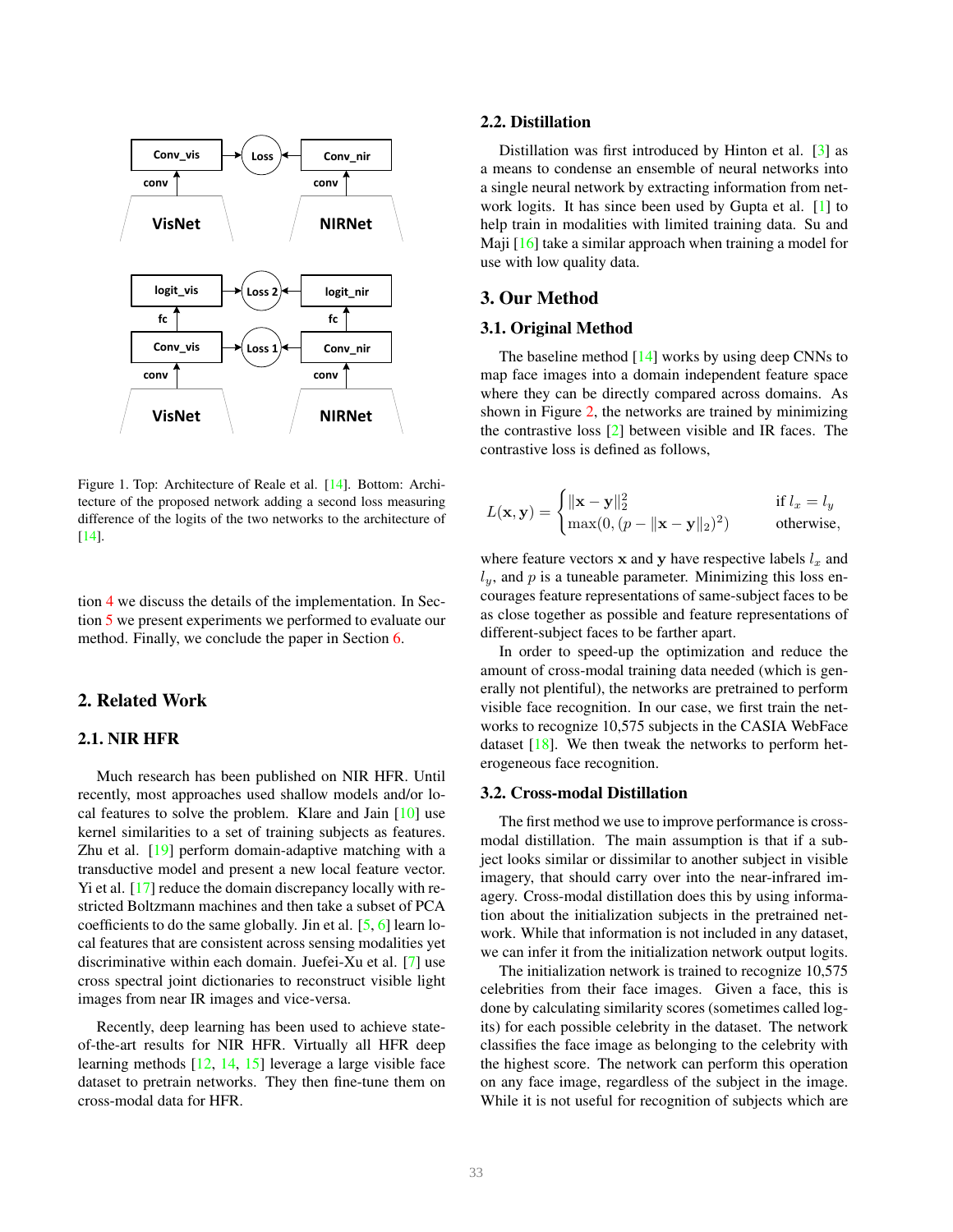Figure 1. Top: Architecture of Reale et al. [14]. Bottom: Architecture of the proposed network adding a second loss measuring difference of the logits of the two networks to the architecture of [14].

tion 4 we discuss the details of the implementation. In Section 5 we present experiments we performed to evaluate our method. Finally, we conclude the paper in Section 6.

## 2. Related Work

### 2.1. NIR HFR

Much research has been published on NIR HFR. Until recently, most approaches used shallow models and/or local features to solve the problem. Klare and Jain [10] use kernel similarities to a set of training subjects as features. Zhu et al. [19] perform domain-adaptive matching with a transductive model and present a new local feature vector. Yi et al. [17] reduce the domain discrepancy locally with restricted Boltzmann machines and then take a subset of PCA coefficients to do the same globally. Jin et al. [5, 6] learn local features that are consistent across sensing modalities yet discriminative within each domain. Juefei-Xu et al. [7] use cross spectral joint dictionaries to reconstruct visible light images from near IR images and vice-versa.

Recently, deep learning has been used to achieve state-of-the-art results for NIR HFR. Virtually all HFR deep learning methods [12, 14, 15] leverage a large visible face dataset to pretrain networks. They then fine-tune them on cross-modal data for HFR.

### 2.2. Distillation

Distillation was first introduced by Hinton et al. [3] as a means to condense an ensemble of neural networks into a single neural network by extracting information from network logits. It has since been used by Gupta et al. [1] to help train in modalities with limited training data. Su and Maji [16] take a similar approach when training a model for use with low quality data.

## 3. Our Method

### 3.1. Original Method

The baseline method [14] works by using deep CNNs to map face images into a domain independent feature space where they can be directly compared across domains. As shown in Figure 2, the networks are trained by minimizing the contrastive loss [2] between visible and IR faces. The contrastive loss is defined as follows,

$$L(\mathbf{x}, \mathbf{y}) = \begin{cases} \|\mathbf{x} - \mathbf{y}\|_2^2 & \text{if } l_x = l_y \\ \max(0, (p - \|\mathbf{x} - \mathbf{y}\|_2)^2) & \text{otherwise,} \end{cases}$$

where feature vectors $\mathbf{x}$ and $\mathbf{y}$ have respective labels $l_x$ and $l_y$, and $p$ is a tuneable parameter. Minimizing this loss encourages feature representations of same-subject faces to be as close together as possible and feature representations of different-subject faces to be farther apart.

In order to speed-up the optimization and reduce the amount of cross-modal training data needed (which is generally not plentiful), the networks are pretrained to perform visible face recognition. In our case, we first train the networks to recognize 10,575 subjects in the CASIA WebFace dataset [18]. We then tweak the networks to perform heterogeneous face recognition.

### 3.2. Cross-modal Distillation

The first method we use to improve performance is cross-modal distillation. The main assumption is that if a subject looks similar or dissimilar to another subject in visible imagery, that should carry over into the near-infrared imagery. Cross-modal distillation does this by using information about the initialization subjects in the pretrained network. While that information is not included in any dataset, we can infer it from the initialization network output logits.

The initialization network is trained to recognize 10,575 celebrities from their face images. Given a face, this is done by calculating similarity scores (sometimes called logits) for each possible celebrity in the dataset. The network classifies the face image as belonging to the celebrity with the highest score. The network can perform this operation on any face image, regardless of the subject in the image. While it is not useful for recognition of subjects which are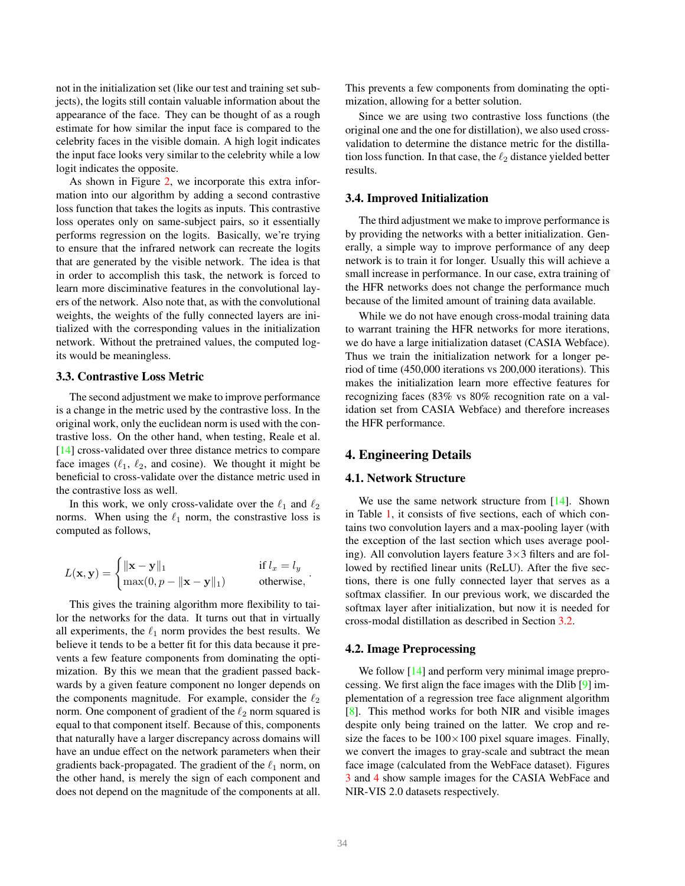not in the initialization set (like our test and training set subjects), the logits still contain valuable information about the appearance of the face. They can be thought of as a rough estimate for how similar the input face is compared to the celebrity faces in the visible domain. A high logit indicates the input face looks very similar to the celebrity while a low logit indicates the opposite.

As shown in Figure 2, we incorporate this extra information into our algorithm by adding a second contrastive loss function that takes the logits as inputs. This contrastive loss operates only on same-subject pairs, so it essentially performs regression on the logits. Basically, we're trying to ensure that the infrared network can recreate the logits that are generated by the visible network. The idea is that in order to accomplish this task, the network is forced to learn more disciminative features in the convolutional layers of the network. Also note that, as with the convolutional weights, the weights of the fully connected layers are initialized with the corresponding values in the initialization network. Without the pretrained values, the computed logits would be meaningless.

### 3.3. Contrastive Loss Metric

The second adjustment we make to improve performance is a change in the metric used by the contrastive loss. In the original work, only the euclidean norm is used with the contrastive loss. On the other hand, when testing, Reale et al. [14] cross-validated over three distance metrics to compare face images ($\ell_1$, $\ell_2$, and cosine). We thought it might be beneficial to cross-validate over the distance metric used in the contrastive loss as well.

In this work, we only cross-validate over the $\ell_1$ and $\ell_2$ norms. When using the $\ell_1$ norm, the constrastive loss is computed as follows,

$$L(\mathbf{x}, \mathbf{y}) = \begin{cases} \|\mathbf{x} - \mathbf{y}\|_1 & \text{if } l_x = l_y \\ \max(0, p - \|\mathbf{x} - \mathbf{y}\|_1) & \text{otherwise,} \end{cases}.$$

This gives the training algorithm more flexibility to tailor the networks for the data. It turns out that in virtually all experiments, the $\ell_1$ norm provides the best results. We believe it tends to be a better fit for this data because it prevents a few feature components from dominating the optimization. By this we mean that the gradient passed backwards by a given feature component no longer depends on the components magnitude. For example, consider the $\ell_2$ norm. One component of gradient of the $\ell_2$ norm squared is equal to that component itself. Because of this, components that naturally have a larger discrepancy across domains will have an undue effect on the network parameters when their gradients back-propagated. The gradient of the $\ell_1$ norm, on the other hand, is merely the sign of each component and does not depend on the magnitude of the components at all. This prevents a few components from dominating the optimization, allowing for a better solution.

Since we are using two contrastive loss functions (the original one and the one for distillation), we also used cross-validation to determine the distance metric for the distillation loss function. In that case, the $\ell_2$ distance yielded better results.

### 3.4. Improved Initialization

The third adjustment we make to improve performance is by providing the networks with a better initialization. Generally, a simple way to improve performance of any deep network is to train it for longer. Usually this will achieve a small increase in performance. In our case, extra training of the HFR networks does not change the performance much because of the limited amount of training data available.

While we do not have enough cross-modal training data to warrant training the HFR networks for more iterations, we do have a large initialization dataset (CASIA Webface). Thus we train the initialization network for a longer period of time (450,000 iterations vs 200,000 iterations). This makes the initialization learn more effective features for recognizing faces (83% vs 80% recognition rate on a validation set from CASIA Webface) and therefore increases the HFR performance.

## 4. Engineering Details

### 4.1. Network Structure

We use the same network structure from [14]. Shown in Table 1, it consists of five sections, each of which contains two convolution layers and a max-pooling layer (with the exception of the last section which uses average pooling). All convolution layers feature 3×3 filters and are followed by rectified linear units (ReLU). After the five sections, there is one fully connected layer that serves as a softmax classifier. In our previous work, we discarded the softmax layer after initialization, but now it is needed for cross-modal distillation as described in Section 3.2.

### 4.2. Image Preprocessing

We follow [14] and perform very minimal image preprocessing. We first align the face images with the Dlib [9] implementation of a regression tree face alignment algorithm [8]. This method works for both NIR and visible images despite only being trained on the latter. We crop and resize the faces to be 100×100 pixel square images. Finally, we convert the images to gray-scale and subtract the mean face image (calculated from the WebFace dataset). Figures 3 and 4 show sample images for the CASIA WebFace and NIR-VIS 2.0 datasets respectively.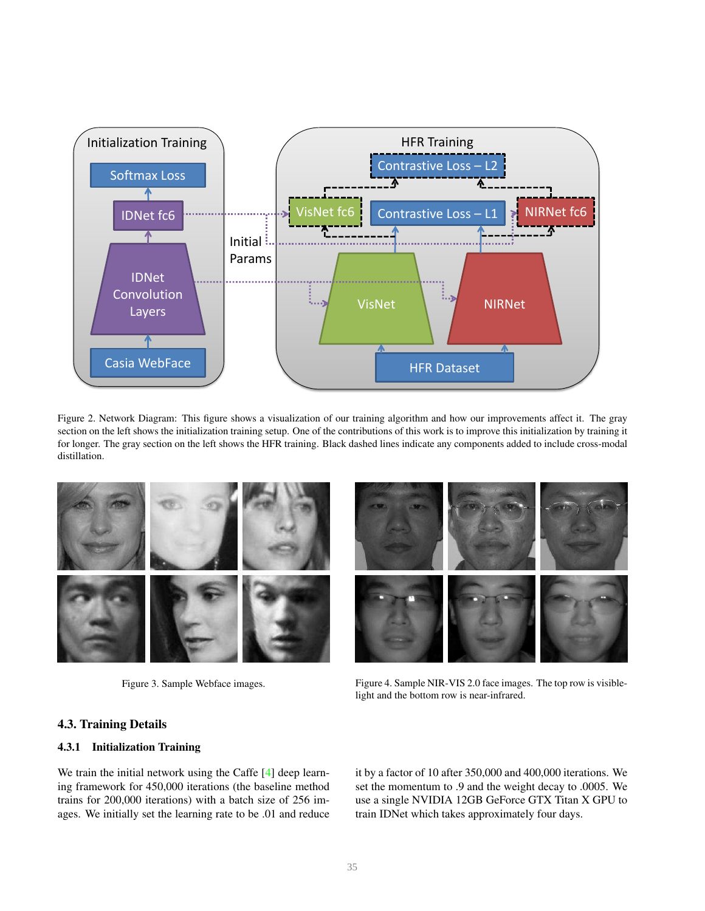Figure 2. Network Diagram: This figure shows a visualization of our training algorithm and how our improvements affect it. The gray section on the left shows the initialization training setup. One of the contributions of this work is to improve this initialization by training it for longer. The gray section on the left shows the HFR training. Black dashed lines indicate any components added to include cross-modal distillation.

Figure 3. Sample Webface images.

Figure 4. Sample NIR-VIS 2.0 face images. The top row is visible-light and the bottom row is near-infrared.

### 4.3. Training Details

#### 4.3.1 Initialization Training

We train the initial network using the Caffe [4] deep learning framework for 450,000 iterations (the baseline method trains for 200,000 iterations) with a batch size of 256 images. We initially set the learning rate to be .01 and reduce it by a factor of 10 after 350,000 and 400,000 iterations. We set the momentum to .9 and the weight decay to .0005. We use a single NVIDIA 12GB GeForce GTX Titan X GPU to train IDNet which takes approximately four days.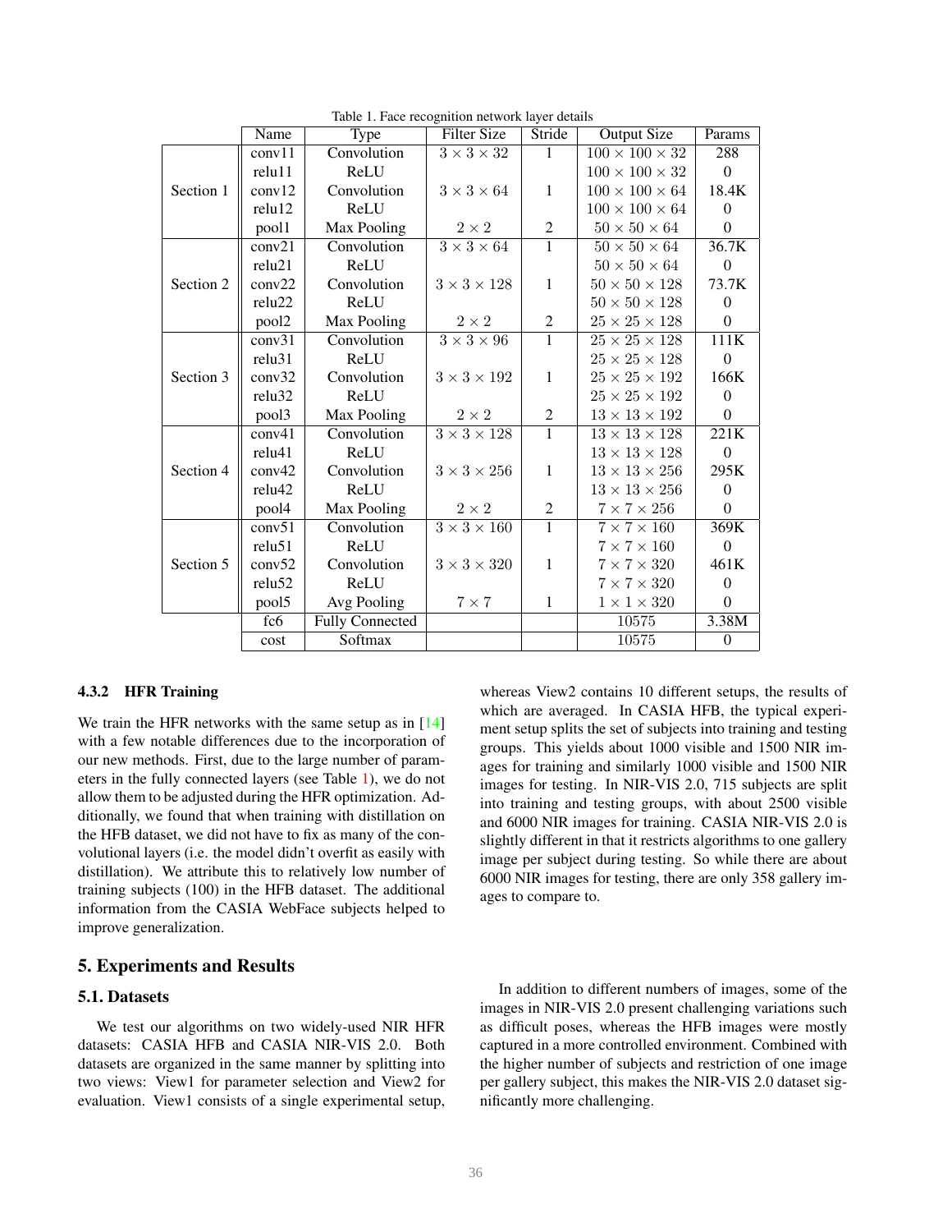Table 1. Face recognition network layer details

| | Name | Type | Filter Size | Stride | Output Size | Params |
|---|---|---|---|---|---|---|
| Section 1 | conv11 | Convolution | $3 \times 3 \times 32$ | 1 | $100 \times 100 \times 32$ | 288 |
| | relu11 | ReLU | | | $100 \times 100 \times 32$ | 0 |
| | conv12 | Convolution | $3 \times 3 \times 64$ | 1 | $100 \times 100 \times 64$ | 18.4K |
| | relu12 | ReLU | | | $100 \times 100 \times 64$ | 0 |
| | pool1 | Max Pooling | $2 \times 2$ | 2 | $50 \times 50 \times 64$ | 0 |
| Section 2 | conv21 | Convolution | $3 \times 3 \times 64$ | 1 | $50 \times 50 \times 64$ | 36.7K |
| | relu21 | ReLU | | | $50 \times 50 \times 64$ | 0 |
| | conv22 | Convolution | $3 \times 3 \times 128$ | 1 | $50 \times 50 \times 128$ | 73.7K |
| | relu22 | ReLU | | | $50 \times 50 \times 128$ | 0 |
| | pool2 | Max Pooling | $2 \times 2$ | 2 | $25 \times 25 \times 128$ | 0 |
| Section 3 | conv31 | Convolution | $3 \times 3 \times 96$ | 1 | $25 \times 25 \times 128$ | 111K |
| | relu31 | ReLU | | | $25 \times 25 \times 128$ | 0 |
| | conv32 | Convolution | $3 \times 3 \times 192$ | 1 | $25 \times 25 \times 192$ | 166K |
| | relu32 | ReLU | | | $25 \times 25 \times 192$ | 0 |
| | pool3 | Max Pooling | $2 \times 2$ | 2 | $13 \times 13 \times 192$ | 0 |
| Section 4 | conv41 | Convolution | $3 \times 3 \times 128$ | 1 | $13 \times 13 \times 128$ | 221K |
| | relu41 | ReLU | | | $13 \times 13 \times 128$ | 0 |
| | conv42 | Convolution | $3 \times 3 \times 256$ | 1 | $13 \times 13 \times 256$ | 295K |
| | relu42 | ReLU | | | $13 \times 13 \times 256$ | 0 |
| | pool4 | Max Pooling | $2 \times 2$ | 2 | $7 \times 7 \times 256$ | 0 |
| Section 5 | conv51 | Convolution | $3 \times 3 \times 160$ | 1 | $7 \times 7 \times 160$ | 369K |
| | relu51 | ReLU | | | $7 \times 7 \times 160$ | 0 |
| | conv52 | Convolution | $3 \times 3 \times 320$ | 1 | $7 \times 7 \times 320$ | 461K |
| | relu52 | ReLU | | | $7 \times 7 \times 320$ | 0 |
| | pool5 | Avg Pooling | $7 \times 7$ | 1 | $1 \times 1 \times 320$ | 0 |
| | fc6 | Fully Connected | | | 10575 | 3.38M |
| | cost | Softmax | | | 10575 | 0 |

#### 4.3.2 HFR Training

We train the HFR networks with the same setup as in [14] with a few notable differences due to the incorporation of our new methods. First, due to the large number of parameters in the fully connected layers (see Table 1), we do not allow them to be adjusted during the HFR optimization. Additionally, we found that when training with distillation on the HFB dataset, we did not have to fix as many of the convolutional layers (i.e. the model didn't overfit as easily with distillation). We attribute this to relatively low number of training subjects (100) in the HFB dataset. The additional information from the CASIA WebFace subjects helped to improve generalization.

## 5. Experiments and Results

### 5.1. Datasets

We test our algorithms on two widely-used NIR HFR datasets: CASIA HFB and CASIA NIR-VIS 2.0. Both datasets are organized in the same manner by splitting into two views: View1 for parameter selection and View2 for evaluation. View1 consists of a single experimental setup, whereas View2 contains 10 different setups, the results of which are averaged. In CASIA HFB, the typical experiment setup splits the set of subjects into training and testing groups. This yields about 1000 visible and 1500 NIR images for training and similarly 1000 visible and 1500 NIR images for testing. In NIR-VIS 2.0, 715 subjects are split into training and testing groups, with about 2500 visible and 6000 NIR images for training. CASIA NIR-VIS 2.0 is slightly different in that it restricts algorithms to one gallery image per subject during testing. So while there are about 6000 NIR images for testing, there are only 358 gallery images to compare to.

In addition to different numbers of images, some of the images in NIR-VIS 2.0 present challenging variations such as difficult poses, whereas the HFB images were mostly captured in a more controlled environment. Combined with the higher number of subjects and restriction of one image per gallery subject, this makes the NIR-VIS 2.0 dataset significantly more challenging.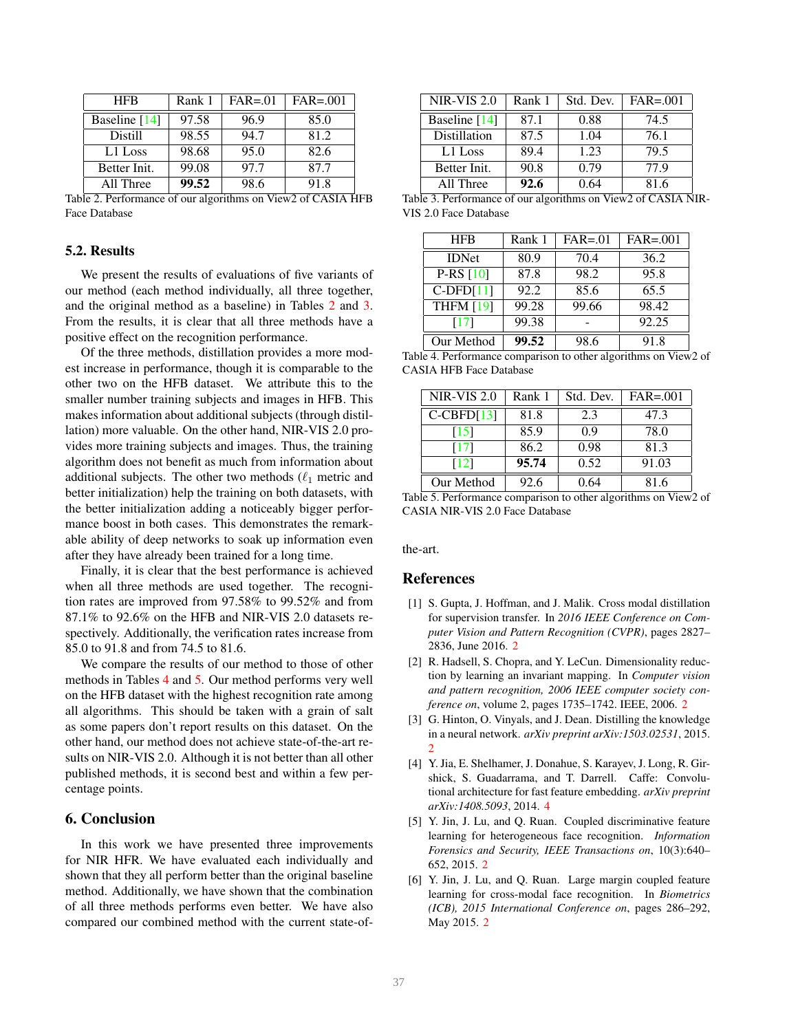| HFB | Rank 1 | FAR=.01 | FAR=.001 |
|---|---|---|---|
| Baseline [14] | 97.58 | 96.9 | 85.0 |
| Distill | 98.55 | 94.7 | 81.2 |
| L1 Loss | 98.68 | 95.0 | 82.6 |
| Better Init. | 99.08 | 97.7 | 87.7 |
| All Three | **99.52** | 98.6 | 91.8 |

Table 2. Performance of our algorithms on View2 of CASIA HFB Face Database

### 5.2. Results

We present the results of evaluations of five variants of our method (each method individually, all three together, and the original method as a baseline) in Tables 2 and 3. From the results, it is clear that all three methods have a positive effect on the recognition performance.

Of the three methods, distillation provides a more modest increase in performance, though it is comparable to the other two on the HFB dataset. We attribute this to the smaller number training subjects and images in HFB. This makes information about additional subjects (through distillation) more valuable. On the other hand, NIR-VIS 2.0 provides more training subjects and images. Thus, the training algorithm does not benefit as much from information about additional subjects. The other two methods ($\ell_1$ metric and better initialization) help the training on both datasets, with the better initialization adding a noticeably bigger performance boost in both cases. This demonstrates the remarkable ability of deep networks to soak up information even after they have already been trained for a long time.

Finally, it is clear that the best performance is achieved when all three methods are used together. The recognition rates are improved from 97.58% to 99.52% and from 87.1% to 92.6% on the HFB and NIR-VIS 2.0 datasets respectively. Additionally, the verification rates increase from 85.0 to 91.8 and from 74.5 to 81.6.

We compare the results of our method to those of other methods in Tables 4 and 5. Our method performs very well on the HFB dataset with the highest recognition rate among all algorithms. This should be taken with a grain of salt as some papers don't report results on this dataset. On the other hand, our method does not achieve state-of-the-art results on NIR-VIS 2.0. Although it is not better than all other published methods, it is second best and within a few percentage points.

## 6. Conclusion

In this work we have presented three improvements for NIR HFR. We have evaluated each individually and shown that they all perform better than the original baseline method. Additionally, we have shown that the combination of all three methods performs even better. We have also compared our combined method with the current state-of-the-art.

| NIR-VIS 2.0 | Rank 1 | Std. Dev. | FAR=.001 |
|---|---|---|---|
| Baseline [14] | 87.1 | 0.88 | 74.5 |
| Distillation | 87.5 | 1.04 | 76.1 |
| L1 Loss | 89.4 | 1.23 | 79.5 |
| Better Init. | 90.8 | 0.79 | 77.9 |
| All Three | **92.6** | 0.64 | 81.6 |

Table 3. Performance of our algorithms on View2 of CASIA NIR-VIS 2.0 Face Database

| HFB | Rank 1 | FAR=.01 | FAR=.001 |
|---|---|---|---|
| IDNet | 80.9 | 70.4 | 36.2 |
| P-RS [10] | 87.8 | 98.2 | 95.8 |
| C-DFD[11] | 92.2 | 85.6 | 65.5 |
| THFM [19] | 99.28 | 99.66 | 98.42 |
| [17] | 99.38 | - | 92.25 |
| Our Method | **99.52** | 98.6 | 91.8 |

Table 4. Performance comparison to other algorithms on View2 of CASIA HFB Face Database

| NIR-VIS 2.0 | Rank 1 | Std. Dev. | FAR=.001 |
|---|---|---|---|
| C-CBFD[13] | 81.8 | 2.3 | 47.3 |
| [15] | 85.9 | 0.9 | 78.0 |
| [17] | 86.2 | 0.98 | 81.3 |
| [12] | **95.74** | 0.52 | 91.03 |
| Our Method | 92.6 | 0.64 | 81.6 |

Table 5. Performance comparison to other algorithms on View2 of CASIA NIR-VIS 2.0 Face Database

## References

[1] S. Gupta, J. Hoffman, and J. Malik. Cross modal distillation for supervision transfer. In *2016 IEEE Conference on Computer Vision and Pattern Recognition (CVPR)*, pages 2827–2836, June 2016. 2

[2] R. Hadsell, S. Chopra, and Y. LeCun. Dimensionality reduction by learning an invariant mapping. In *Computer vision and pattern recognition, 2006 IEEE computer society conference on*, volume 2, pages 1735–1742. IEEE, 2006. 2

[3] G. Hinton, O. Vinyals, and J. Dean. Distilling the knowledge in a neural network. *arXiv preprint arXiv:1503.02531*, 2015. 2

[4] Y. Jia, E. Shelhamer, J. Donahue, S. Karayev, J. Long, R. Girshick, S. Guadarrama, and T. Darrell. Caffe: Convolutional architecture for fast feature embedding. *arXiv preprint arXiv:1408.5093*, 2014. 4

[5] Y. Jin, J. Lu, and Q. Ruan. Coupled discriminative feature learning for heterogeneous face recognition. *Information Forensics and Security, IEEE Transactions on*, 10(3):640–652, 2015. 2

[6] Y. Jin, J. Lu, and Q. Ruan. Large margin coupled feature learning for cross-modal face recognition. In *Biometrics (ICB), 2015 International Conference on*, pages 286–292, May 2015. 2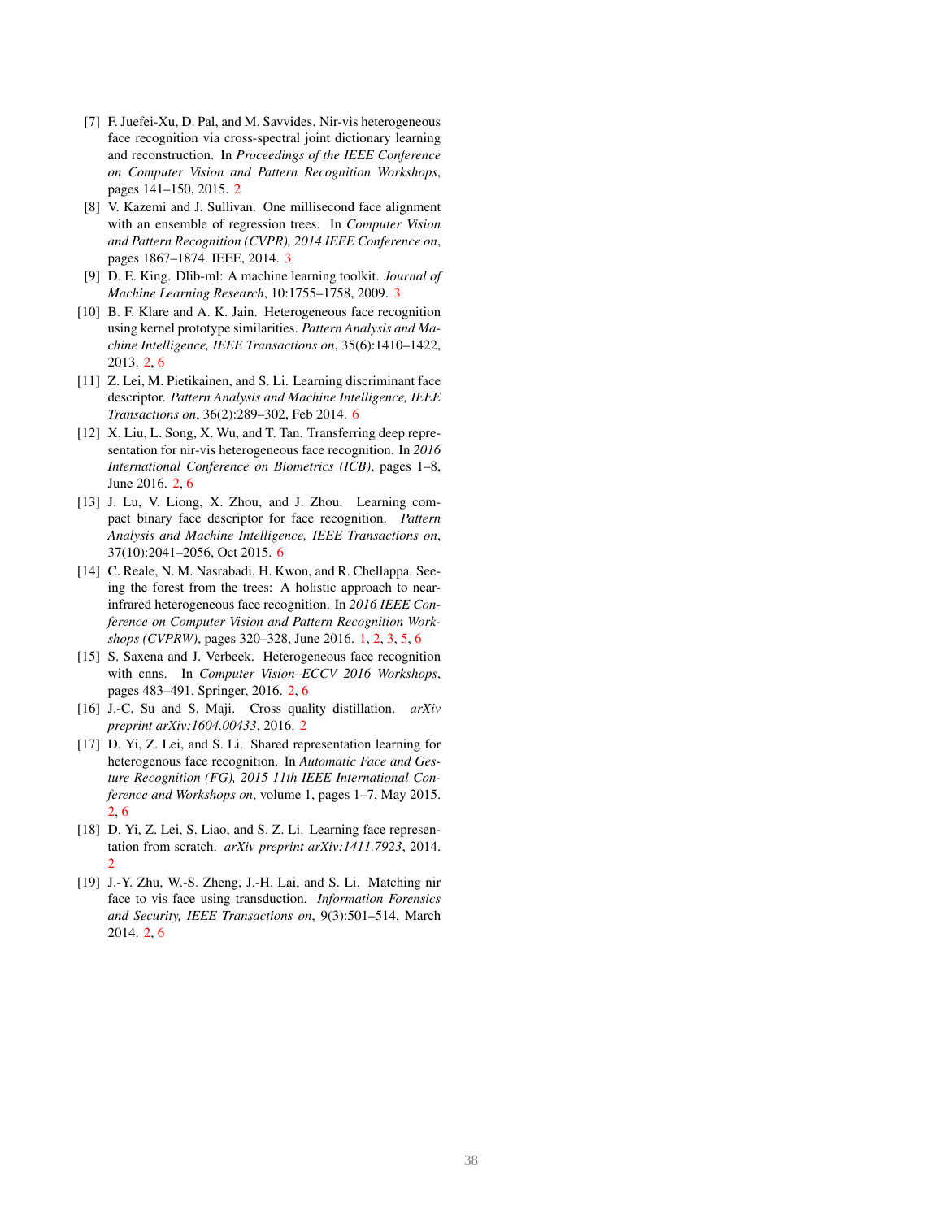[7] F. Juefei-Xu, D. Pal, and M. Savvides. Nir-vis heterogeneous face recognition via cross-spectral joint dictionary learning and reconstruction. In *Proceedings of the IEEE Conference on Computer Vision and Pattern Recognition Workshops*, pages 141–150, 2015. 2

[8] V. Kazemi and J. Sullivan. One millisecond face alignment with an ensemble of regression trees. In *Computer Vision and Pattern Recognition (CVPR), 2014 IEEE Conference on*, pages 1867–1874. IEEE, 2014. 3

[9] D. E. King. Dlib-ml: A machine learning toolkit. *Journal of Machine Learning Research*, 10:1755–1758, 2009. 3

[10] B. F. Klare and A. K. Jain. Heterogeneous face recognition using kernel prototype similarities. *Pattern Analysis and Machine Intelligence, IEEE Transactions on*, 35(6):1410–1422, 2013. 2, 6

[11] Z. Lei, M. Pietikainen, and S. Li. Learning discriminant face descriptor. *Pattern Analysis and Machine Intelligence, IEEE Transactions on*, 36(2):289–302, Feb 2014. 6

[12] X. Liu, L. Song, X. Wu, and T. Tan. Transferring deep representation for nir-vis heterogeneous face recognition. In *2016 International Conference on Biometrics (ICB)*, pages 1–8, June 2016. 2, 6

[13] J. Lu, V. Liong, X. Zhou, and J. Zhou. Learning compact binary face descriptor for face recognition. *Pattern Analysis and Machine Intelligence, IEEE Transactions on*, 37(10):2041–2056, Oct 2015. 6

[14] C. Reale, N. M. Nasrabadi, H. Kwon, and R. Chellappa. Seeing the forest from the trees: A holistic approach to near-infrared heterogeneous face recognition. In *2016 IEEE Conference on Computer Vision and Pattern Recognition Workshops (CVPRW)*, pages 320–328, June 2016. 1, 2, 3, 5, 6

[15] S. Saxena and J. Verbeek. Heterogeneous face recognition with cnns. In *Computer Vision–ECCV 2016 Workshops*, pages 483–491. Springer, 2016. 2, 6

[16] J.-C. Su and S. Maji. Cross quality distillation. *arXiv preprint arXiv:1604.00433*, 2016. 2

[17] D. Yi, Z. Lei, and S. Li. Shared representation learning for heterogenous face recognition. In *Automatic Face and Gesture Recognition (FG), 2015 11th IEEE International Conference and Workshops on*, volume 1, pages 1–7, May 2015. 2, 6

[18] D. Yi, Z. Lei, S. Liao, and S. Z. Li. Learning face representation from scratch. *arXiv preprint arXiv:1411.7923*, 2014. 2

[19] J.-Y. Zhu, W.-S. Zheng, J.-H. Lai, and S. Li. Matching nir face to vis face using transduction. *Information Forensics and Security, IEEE Transactions on*, 9(3):501–514, March 2014. 2, 6